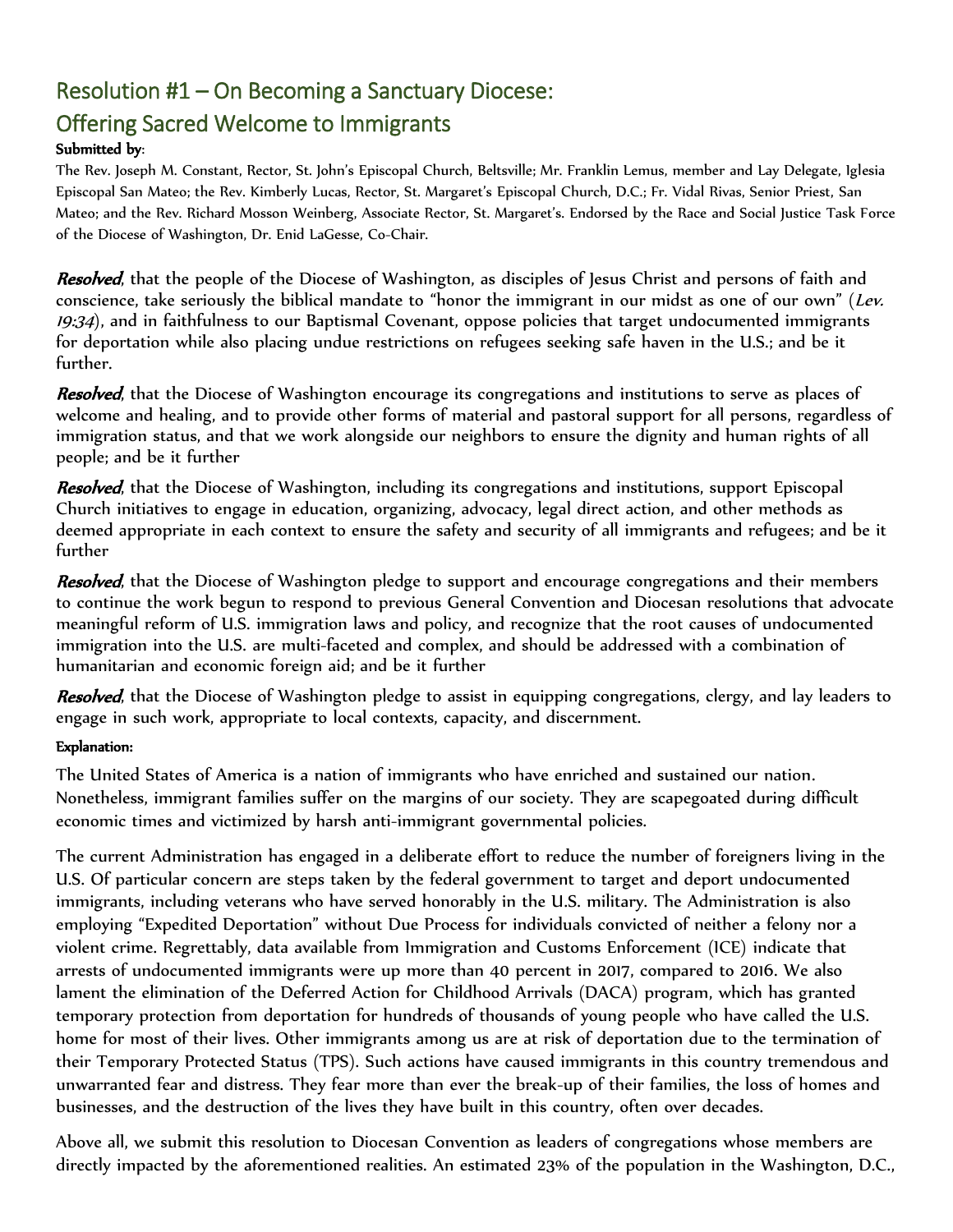## Resolution #1 – On Becoming a Sanctuary Diocese: Offering Sacred Welcome to Immigrants

**Submitted by**:

The Rev. Joseph M. Constant, Rector, St. John's Episcopal Church, Beltsville; Mr. Franklin Lemus, member and Lay Delegate, Iglesia Episcopal San Mateo; the Rev. Kimberly Lucas, Rector, St. Margaret's Episcopal Church, D.C.; Fr. Vidal Rivas, Senior Priest, San Mateo; and the Rev. Richard Mosson Weinberg, Associate Rector, St. Margaret's. Endorsed by the Race and Social Justice Task Force of the Diocese of Washington, Dr. Enid LaGesse, Co-Chair.

***Resolved***, that the people of the Diocese of Washington, as disciples of Jesus Christ and persons of faith and conscience, take seriously the biblical mandate to "honor the immigrant in our midst as one of our own" (*Lev. 19:34*), and in faithfulness to our Baptismal Covenant, oppose policies that target undocumented immigrants for deportation while also placing undue restrictions on refugees seeking safe haven in the U.S.; and be it further.

***Resolved***, that the Diocese of Washington encourage its congregations and institutions to serve as places of welcome and healing, and to provide other forms of material and pastoral support for all persons, regardless of immigration status, and that we work alongside our neighbors to ensure the dignity and human rights of all people; and be it further

***Resolved***, that the Diocese of Washington, including its congregations and institutions, support Episcopal Church initiatives to engage in education, organizing, advocacy, legal direct action, and other methods as deemed appropriate in each context to ensure the safety and security of all immigrants and refugees; and be it further

***Resolved***, that the Diocese of Washington pledge to support and encourage congregations and their members to continue the work begun to respond to previous General Convention and Diocesan resolutions that advocate meaningful reform of U.S. immigration laws and policy, and recognize that the root causes of undocumented immigration into the U.S. are multi-faceted and complex, and should be addressed with a combination of humanitarian and economic foreign aid; and be it further

***Resolved***, that the Diocese of Washington pledge to assist in equipping congregations, clergy, and lay leaders to engage in such work, appropriate to local contexts, capacity, and discernment.

**Explanation:**

The United States of America is a nation of immigrants who have enriched and sustained our nation. Nonetheless, immigrant families suffer on the margins of our society. They are scapegoated during difficult economic times and victimized by harsh anti-immigrant governmental policies.

The current Administration has engaged in a deliberate effort to reduce the number of foreigners living in the U.S. Of particular concern are steps taken by the federal government to target and deport undocumented immigrants, including veterans who have served honorably in the U.S. military. The Administration is also employing "Expedited Deportation" without Due Process for individuals convicted of neither a felony nor a violent crime. Regrettably, data available from Immigration and Customs Enforcement (ICE) indicate that arrests of undocumented immigrants were up more than 40 percent in 2017, compared to 2016. We also lament the elimination of the Deferred Action for Childhood Arrivals (DACA) program, which has granted temporary protection from deportation for hundreds of thousands of young people who have called the U.S. home for most of their lives. Other immigrants among us are at risk of deportation due to the termination of their Temporary Protected Status (TPS). Such actions have caused immigrants in this country tremendous and unwarranted fear and distress. They fear more than ever the break-up of their families, the loss of homes and businesses, and the destruction of the lives they have built in this country, often over decades.

Above all, we submit this resolution to Diocesan Convention as leaders of congregations whose members are directly impacted by the aforementioned realities. An estimated 23% of the population in the Washington, D.C.,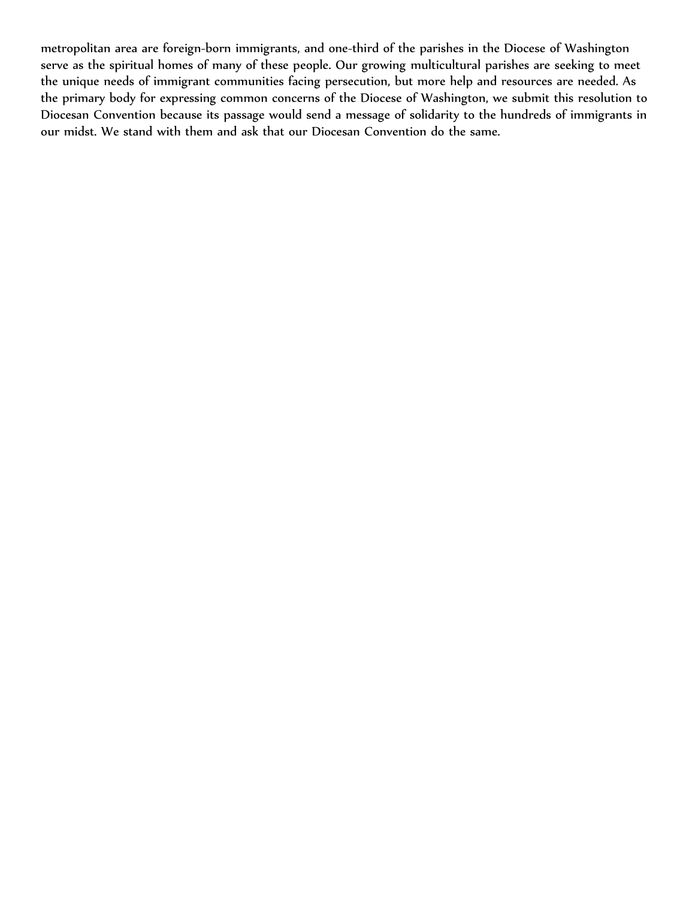metropolitan area are foreign-born immigrants, and one-third of the parishes in the Diocese of Washington serve as the spiritual homes of many of these people. Our growing multicultural parishes are seeking to meet the unique needs of immigrant communities facing persecution, but more help and resources are needed. As the primary body for expressing common concerns of the Diocese of Washington, we submit this resolution to Diocesan Convention because its passage would send a message of solidarity to the hundreds of immigrants in our midst. We stand with them and ask that our Diocesan Convention do the same.